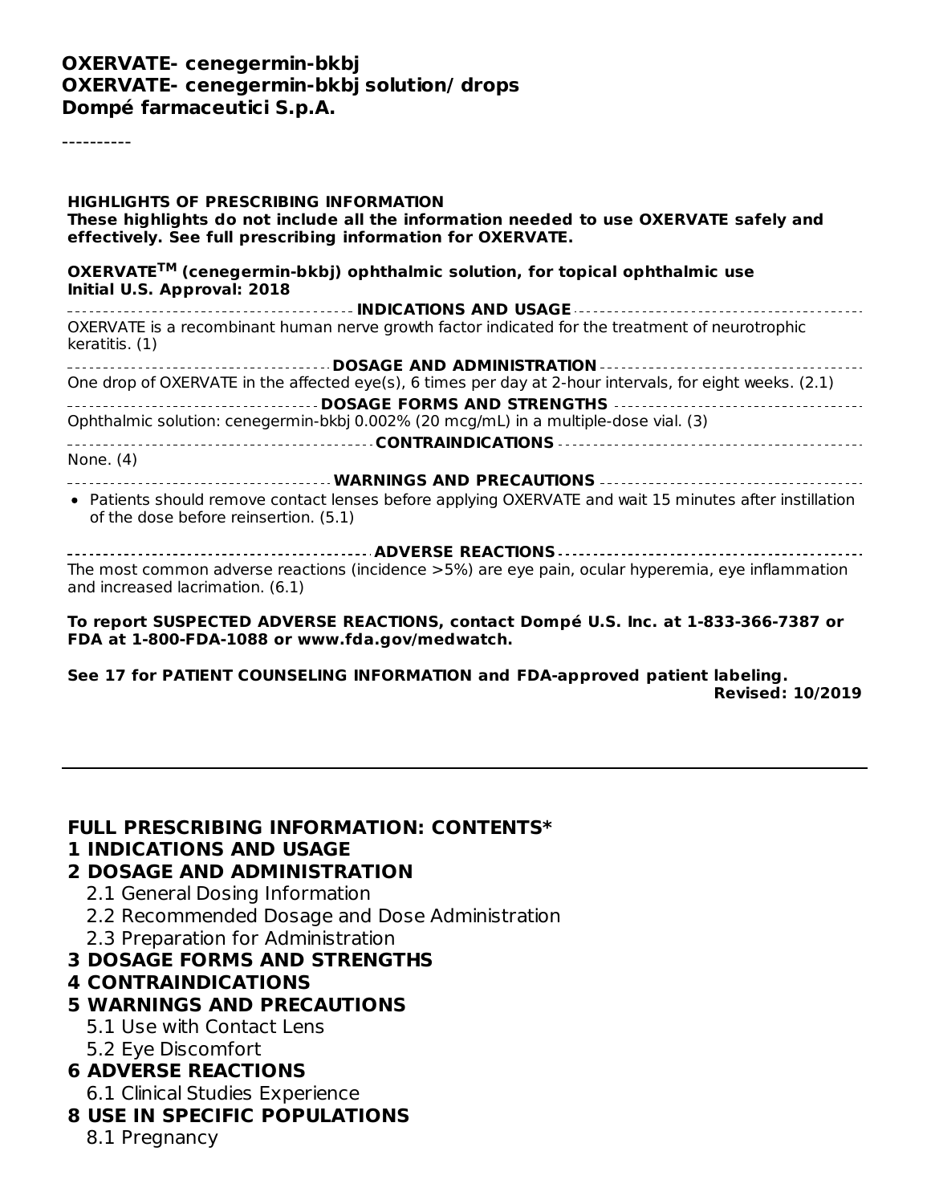**OXERVATE- cenegermin-bkbj**
**OXERVATE- cenegermin-bkbj solution/ drops**
**Dompé farmaceutici S.p.A.**

----------

**HIGHLIGHTS OF PRESCRIBING INFORMATION**
**These highlights do not include all the information needed to use OXERVATE safely and effectively. See full prescribing information for OXERVATE.**

**OXERVATE$^{TM}$ (cenegermin-bkbj) ophthalmic solution, for topical ophthalmic use**
**Initial U.S. Approval: 2018**

**INDICATIONS AND USAGE**

OXERVATE is a recombinant human nerve growth factor indicated for the treatment of neurotrophic keratitis. (1)

**DOSAGE AND ADMINISTRATION**

One drop of OXERVATE in the affected eye(s), 6 times per day at 2-hour intervals, for eight weeks. (2.1)

**DOSAGE FORMS AND STRENGTHS**

Ophthalmic solution: cenegermin-bkbj 0.002% (20 mcg/mL) in a multiple-dose vial. (3)

**CONTRAINDICATIONS**

None. (4)

**WARNINGS AND PRECAUTIONS**

- Patients should remove contact lenses before applying OXERVATE and wait 15 minutes after instillation of the dose before reinsertion. (5.1)

**ADVERSE REACTIONS**

The most common adverse reactions (incidence >5%) are eye pain, ocular hyperemia, eye inflammation and increased lacrimation. (6.1)

**To report SUSPECTED ADVERSE REACTIONS, contact Dompé U.S. Inc. at 1-833-366-7387 or FDA at 1-800-FDA-1088 or www.fda.gov/medwatch.**

**See 17 for PATIENT COUNSELING INFORMATION and FDA-approved patient labeling.**

**Revised: 10/2019**

---

## FULL PRESCRIBING INFORMATION: CONTENTS*

**1 INDICATIONS AND USAGE**

**2 DOSAGE AND ADMINISTRATION**

- 2.1 General Dosing Information
- 2.2 Recommended Dosage and Dose Administration
- 2.3 Preparation for Administration

**3 DOSAGE FORMS AND STRENGTHS**

**4 CONTRAINDICATIONS**

**5 WARNINGS AND PRECAUTIONS**

- 5.1 Use with Contact Lens
- 5.2 Eye Discomfort

**6 ADVERSE REACTIONS**

- 6.1 Clinical Studies Experience

**8 USE IN SPECIFIC POPULATIONS**

- 8.1 Pregnancy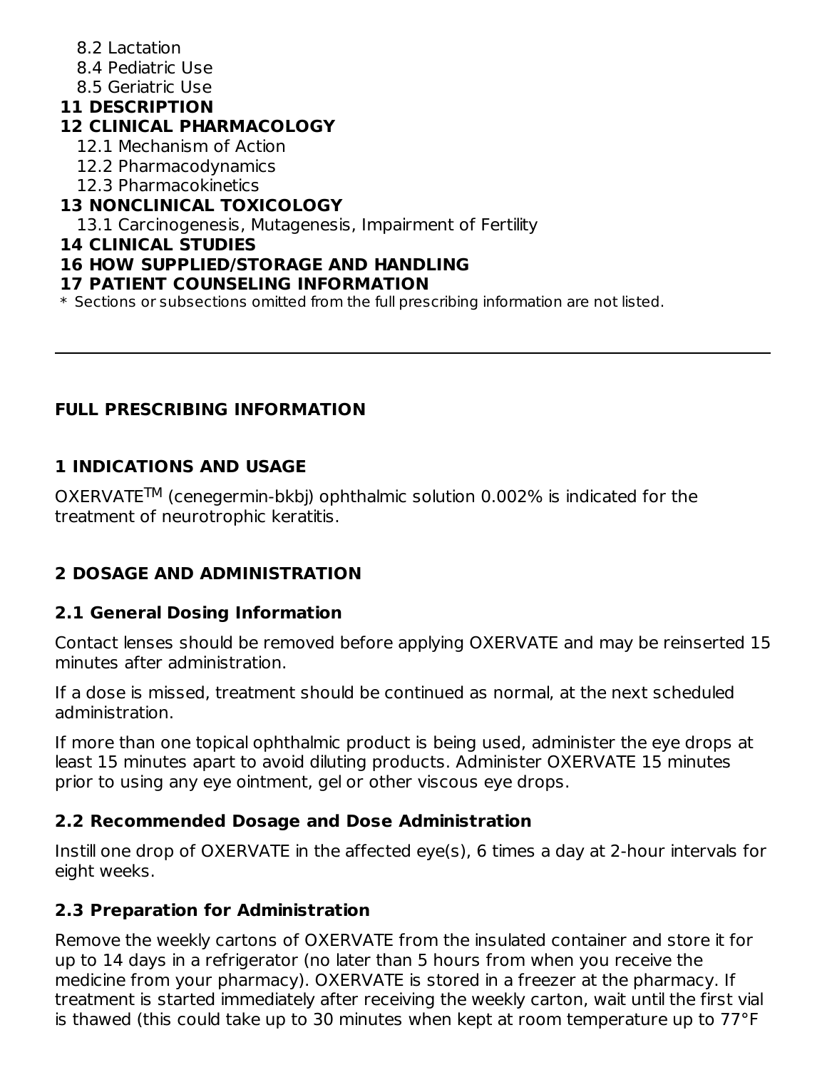8.2 Lactation
8.4 Pediatric Use
8.5 Geriatric Use

**11 DESCRIPTION**

**12 CLINICAL PHARMACOLOGY**

12.1 Mechanism of Action
12.2 Pharmacodynamics
12.3 Pharmacokinetics

**13 NONCLINICAL TOXICOLOGY**

13.1 Carcinogenesis, Mutagenesis, Impairment of Fertility

**14 CLINICAL STUDIES**

**16 HOW SUPPLIED/STORAGE AND HANDLING**

**17 PATIENT COUNSELING INFORMATION**

* Sections or subsections omitted from the full prescribing information are not listed.

---

## FULL PRESCRIBING INFORMATION

## 1 INDICATIONS AND USAGE

OXERVATE™ (cenegermin-bkbj) ophthalmic solution 0.002% is indicated for the treatment of neurotrophic keratitis.

## 2 DOSAGE AND ADMINISTRATION

### 2.1 General Dosing Information

Contact lenses should be removed before applying OXERVATE and may be reinserted 15 minutes after administration.

If a dose is missed, treatment should be continued as normal, at the next scheduled administration.

If more than one topical ophthalmic product is being used, administer the eye drops at least 15 minutes apart to avoid diluting products. Administer OXERVATE 15 minutes prior to using any eye ointment, gel or other viscous eye drops.

### 2.2 Recommended Dosage and Dose Administration

Instill one drop of OXERVATE in the affected eye(s), 6 times a day at 2-hour intervals for eight weeks.

### 2.3 Preparation for Administration

Remove the weekly cartons of OXERVATE from the insulated container and store it for up to 14 days in a refrigerator (no later than 5 hours from when you receive the medicine from your pharmacy). OXERVATE is stored in a freezer at the pharmacy. If treatment is started immediately after receiving the weekly carton, wait until the first vial is thawed (this could take up to 30 minutes when kept at room temperature up to 77°F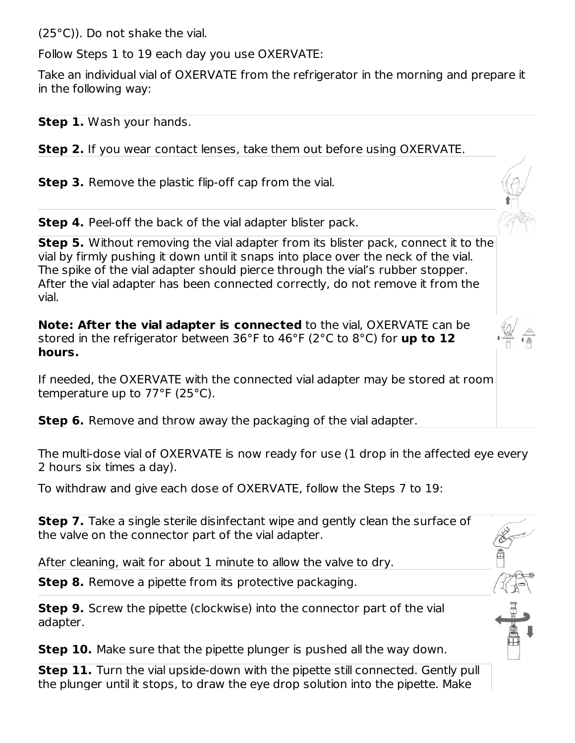(25°C)). Do not shake the vial.

Follow Steps 1 to 19 each day you use OXERVATE:

Take an individual vial of OXERVATE from the refrigerator in the morning and prepare it in the following way:

**Step 1.** Wash your hands.

**Step 2.** If you wear contact lenses, take them out before using OXERVATE.

**Step 3.** Remove the plastic flip-off cap from the vial.

**Step 4.** Peel-off the back of the vial adapter blister pack.

**Step 5.** Without removing the vial adapter from its blister pack, connect it to the vial by firmly pushing it down until it snaps into place over the neck of the vial. The spike of the vial adapter should pierce through the vial's rubber stopper. After the vial adapter has been connected correctly, do not remove it from the vial.

**Note: After the vial adapter is connected** to the vial, OXERVATE can be stored in the refrigerator between 36°F to 46°F (2°C to 8°C) for **up to 12 hours.**

If needed, the OXERVATE with the connected vial adapter may be stored at room temperature up to 77°F (25°C).

**Step 6.** Remove and throw away the packaging of the vial adapter.

The multi-dose vial of OXERVATE is now ready for use (1 drop in the affected eye every 2 hours six times a day).

To withdraw and give each dose of OXERVATE, follow the Steps 7 to 19:

**Step 7.** Take a single sterile disinfectant wipe and gently clean the surface of the valve on the connector part of the vial adapter.

After cleaning, wait for about 1 minute to allow the valve to dry.

**Step 8.** Remove a pipette from its protective packaging.

**Step 9.** Screw the pipette (clockwise) into the connector part of the vial adapter.

**Step 10.** Make sure that the pipette plunger is pushed all the way down.

**Step 11.** Turn the vial upside-down with the pipette still connected. Gently pull the plunger until it stops, to draw the eye drop solution into the pipette. Make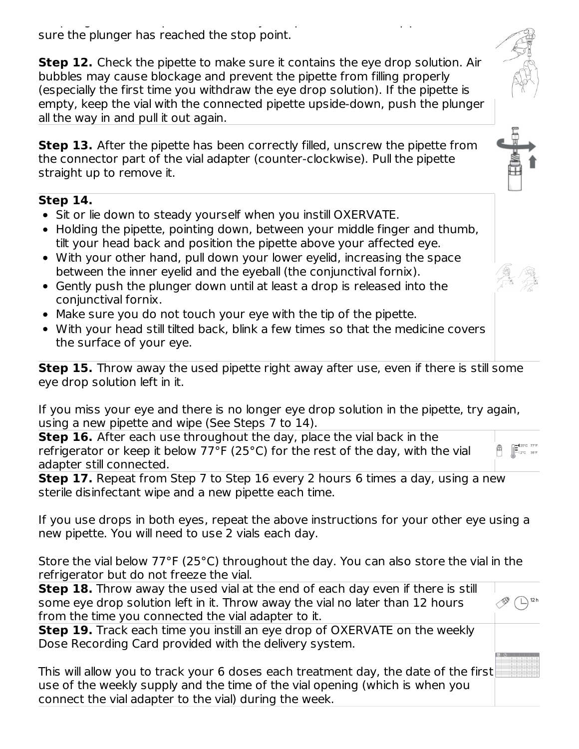sure the plunger has reached the stop point.

**Step 12.** Check the pipette to make sure it contains the eye drop solution. Air bubbles may cause blockage and prevent the pipette from filling properly (especially the first time you withdraw the eye drop solution). If the pipette is empty, keep the vial with the connected pipette upside-down, push the plunger all the way in and pull it out again.

**Step 13.** After the pipette has been correctly filled, unscrew the pipette from the connector part of the vial adapter (counter-clockwise). Pull the pipette straight up to remove it.

**Step 14.**

- Sit or lie down to steady yourself when you instill OXERVATE.
- Holding the pipette, pointing down, between your middle finger and thumb, tilt your head back and position the pipette above your affected eye.
- With your other hand, pull down your lower eyelid, increasing the space between the inner eyelid and the eyeball (the conjunctival fornix).
- Gently push the plunger down until at least a drop is released into the conjunctival fornix.
- Make sure you do not touch your eye with the tip of the pipette.
- With your head still tilted back, blink a few times so that the medicine covers the surface of your eye.

**Step 15.** Throw away the used pipette right away after use, even if there is still some eye drop solution left in it.

If you miss your eye and there is no longer eye drop solution in the pipette, try again, using a new pipette and wipe (See Steps 7 to 14).

**Step 16.** After each use throughout the day, place the vial back in the refrigerator or keep it below 77°F (25°C) for the rest of the day, with the vial adapter still connected.

**Step 17.** Repeat from Step 7 to Step 16 every 2 hours 6 times a day, using a new sterile disinfectant wipe and a new pipette each time.

If you use drops in both eyes, repeat the above instructions for your other eye using a new pipette. You will need to use 2 vials each day.

Store the vial below 77°F (25°C) throughout the day. You can also store the vial in the refrigerator but do not freeze the vial.

**Step 18.** Throw away the used vial at the end of each day even if there is still some eye drop solution left in it. Throw away the vial no later than 12 hours from the time you connected the vial adapter to it.

**Step 19.** Track each time you instill an eye drop of OXERVATE on the weekly Dose Recording Card provided with the delivery system.

This will allow you to track your 6 doses each treatment day, the date of the first use of the weekly supply and the time of the vial opening (which is when you connect the vial adapter to the vial) during the week.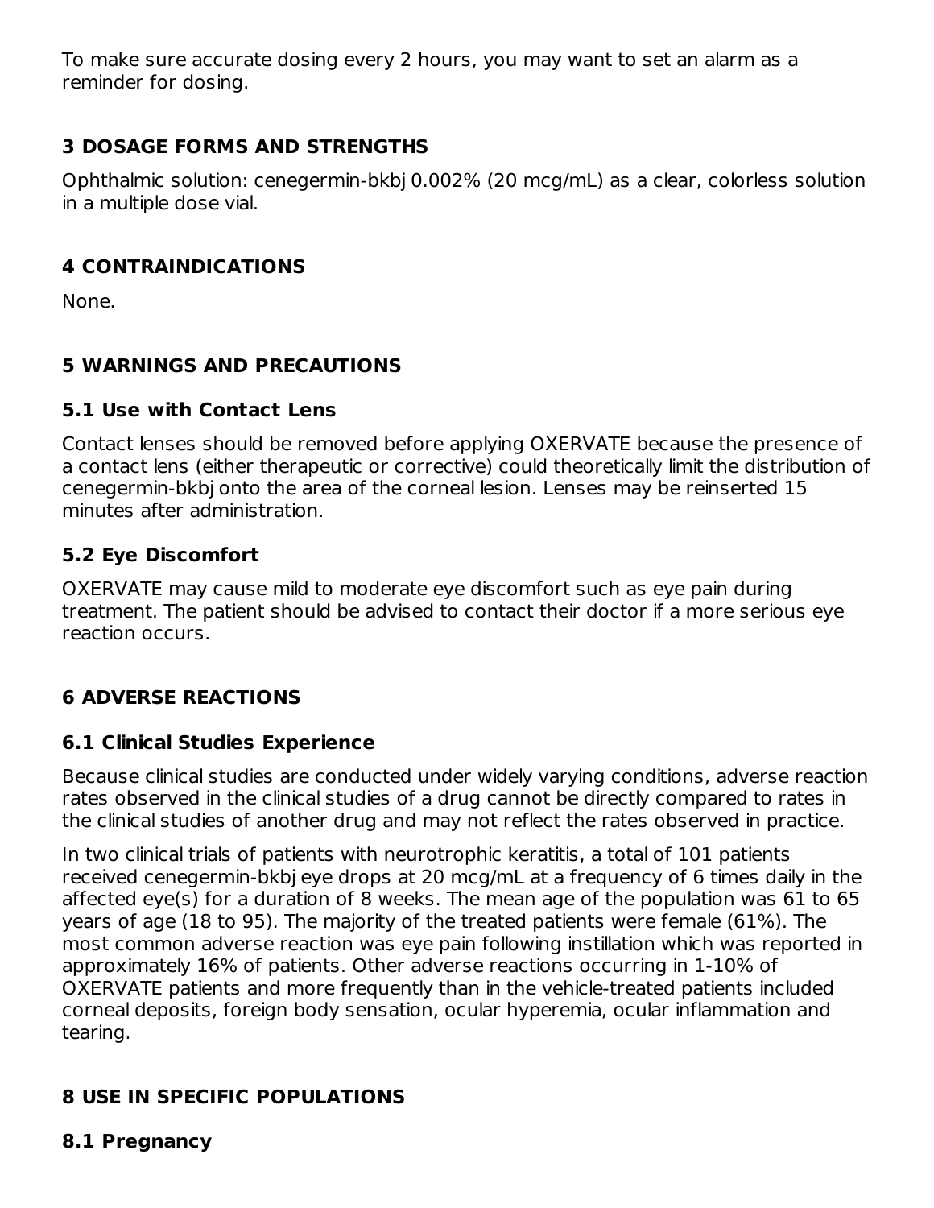To make sure accurate dosing every 2 hours, you may want to set an alarm as a reminder for dosing.

## 3 DOSAGE FORMS AND STRENGTHS

Ophthalmic solution: cenegermin-bkbj 0.002% (20 mcg/mL) as a clear, colorless solution in a multiple dose vial.

## 4 CONTRAINDICATIONS

None.

## 5 WARNINGS AND PRECAUTIONS

### 5.1 Use with Contact Lens

Contact lenses should be removed before applying OXERVATE because the presence of a contact lens (either therapeutic or corrective) could theoretically limit the distribution of cenegermin-bkbj onto the area of the corneal lesion. Lenses may be reinserted 15 minutes after administration.

### 5.2 Eye Discomfort

OXERVATE may cause mild to moderate eye discomfort such as eye pain during treatment. The patient should be advised to contact their doctor if a more serious eye reaction occurs.

## 6 ADVERSE REACTIONS

### 6.1 Clinical Studies Experience

Because clinical studies are conducted under widely varying conditions, adverse reaction rates observed in the clinical studies of a drug cannot be directly compared to rates in the clinical studies of another drug and may not reflect the rates observed in practice.

In two clinical trials of patients with neurotrophic keratitis, a total of 101 patients received cenegermin-bkbj eye drops at 20 mcg/mL at a frequency of 6 times daily in the affected eye(s) for a duration of 8 weeks. The mean age of the population was 61 to 65 years of age (18 to 95). The majority of the treated patients were female (61%). The most common adverse reaction was eye pain following instillation which was reported in approximately 16% of patients. Other adverse reactions occurring in 1-10% of OXERVATE patients and more frequently than in the vehicle-treated patients included corneal deposits, foreign body sensation, ocular hyperemia, ocular inflammation and tearing.

## 8 USE IN SPECIFIC POPULATIONS

### 8.1 Pregnancy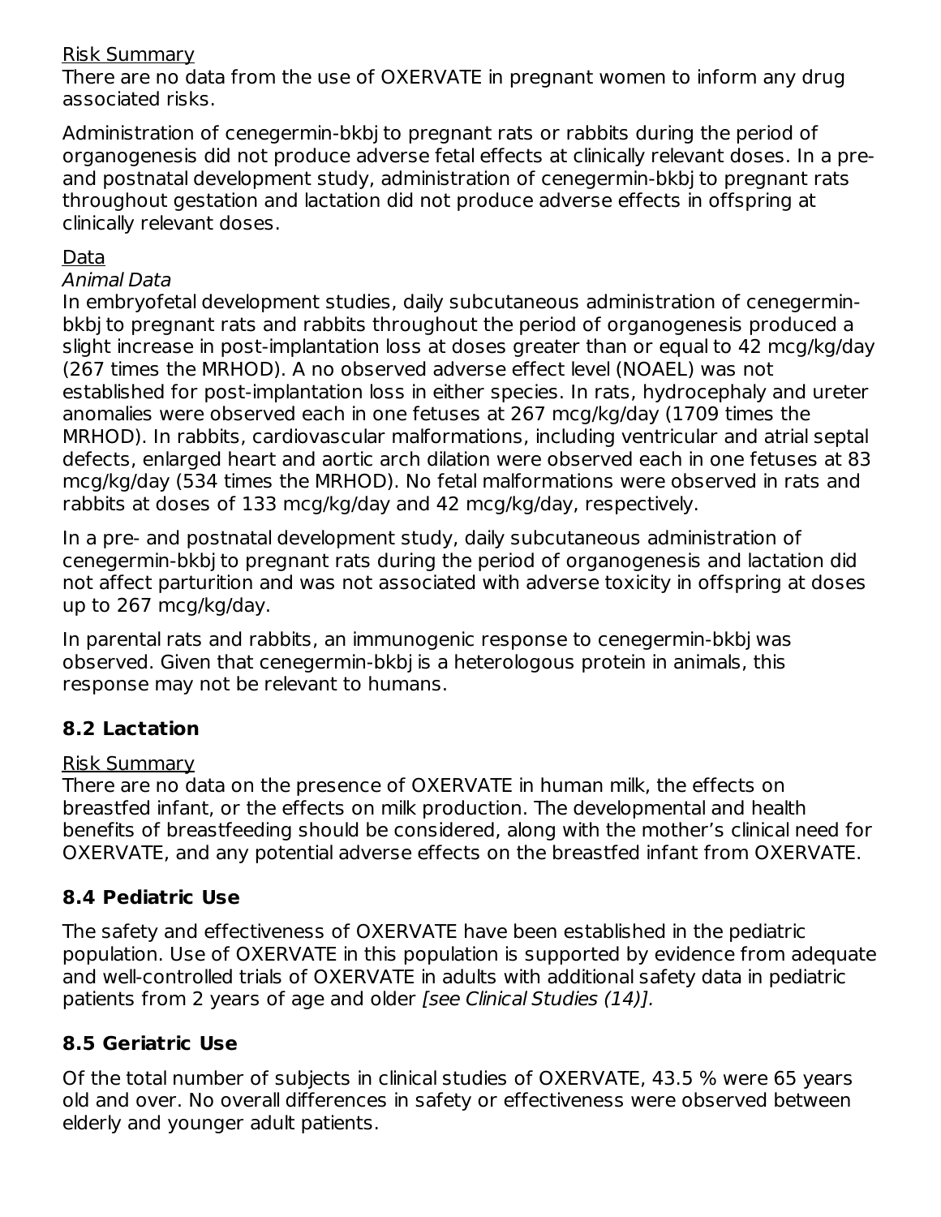Risk Summary

There are no data from the use of OXERVATE in pregnant women to inform any drug associated risks.

Administration of cenegermin-bkbj to pregnant rats or rabbits during the period of organogenesis did not produce adverse fetal effects at clinically relevant doses. In a pre- and postnatal development study, administration of cenegermin-bkbj to pregnant rats throughout gestation and lactation did not produce adverse effects in offspring at clinically relevant doses.

Data

*Animal Data*

In embryofetal development studies, daily subcutaneous administration of cenegermin-bkbj to pregnant rats and rabbits throughout the period of organogenesis produced a slight increase in post-implantation loss at doses greater than or equal to 42 mcg/kg/day (267 times the MRHOD). A no observed adverse effect level (NOAEL) was not established for post-implantation loss in either species. In rats, hydrocephaly and ureter anomalies were observed each in one fetuses at 267 mcg/kg/day (1709 times the MRHOD). In rabbits, cardiovascular malformations, including ventricular and atrial septal defects, enlarged heart and aortic arch dilation were observed each in one fetuses at 83 mcg/kg/day (534 times the MRHOD). No fetal malformations were observed in rats and rabbits at doses of 133 mcg/kg/day and 42 mcg/kg/day, respectively.

In a pre- and postnatal development study, daily subcutaneous administration of cenegermin-bkbj to pregnant rats during the period of organogenesis and lactation did not affect parturition and was not associated with adverse toxicity in offspring at doses up to 267 mcg/kg/day.

In parental rats and rabbits, an immunogenic response to cenegermin-bkbj was observed. Given that cenegermin-bkbj is a heterologous protein in animals, this response may not be relevant to humans.

## 8.2 Lactation

Risk Summary

There are no data on the presence of OXERVATE in human milk, the effects on breastfed infant, or the effects on milk production. The developmental and health benefits of breastfeeding should be considered, along with the mother's clinical need for OXERVATE, and any potential adverse effects on the breastfed infant from OXERVATE.

## 8.4 Pediatric Use

The safety and effectiveness of OXERVATE have been established in the pediatric population. Use of OXERVATE in this population is supported by evidence from adequate and well-controlled trials of OXERVATE in adults with additional safety data in pediatric patients from 2 years of age and older *[see Clinical Studies (14)].*

## 8.5 Geriatric Use

Of the total number of subjects in clinical studies of OXERVATE, 43.5 % were 65 years old and over. No overall differences in safety or effectiveness were observed between elderly and younger adult patients.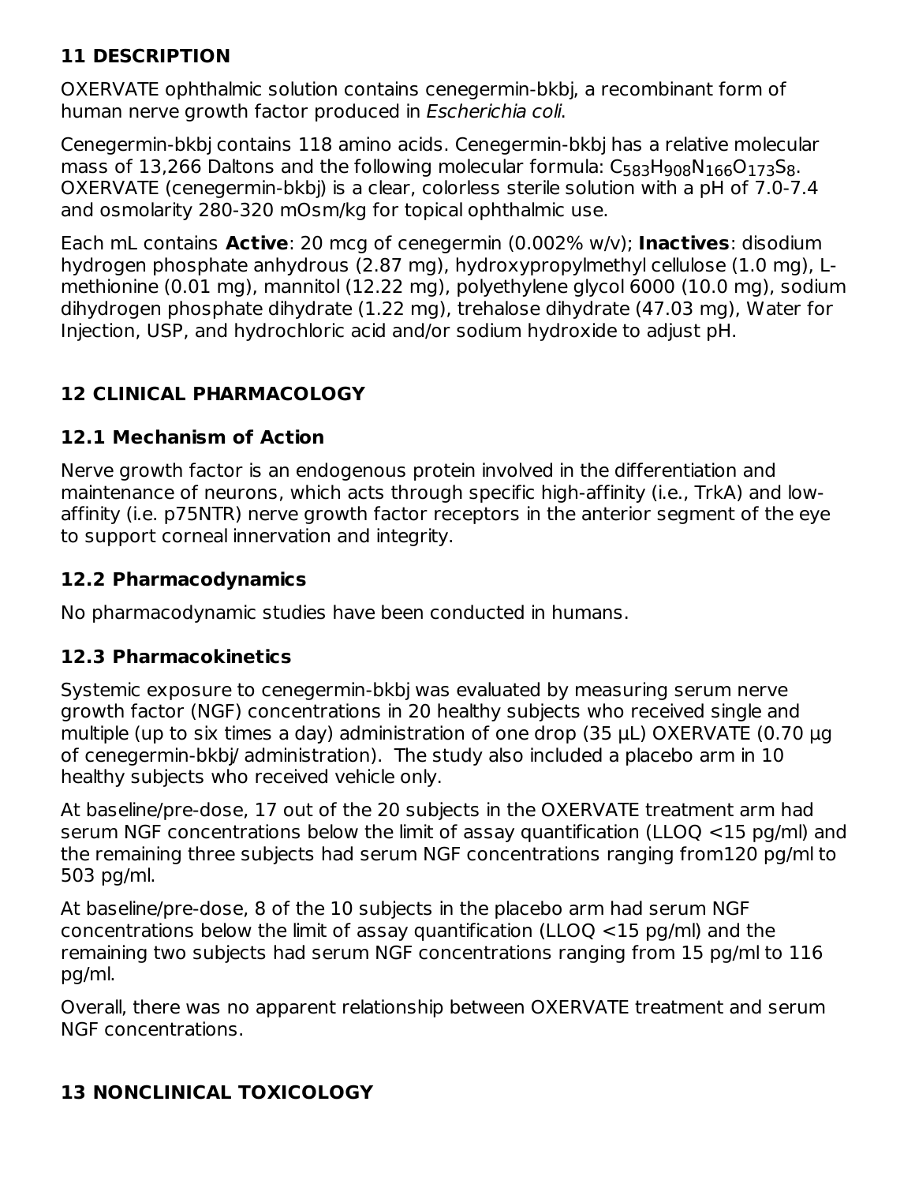## 11 DESCRIPTION

OXERVATE ophthalmic solution contains cenegermin-bkbj, a recombinant form of human nerve growth factor produced in *Escherichia coli*.

Cenegermin-bkbj contains 118 amino acids. Cenegermin-bkbj has a relative molecular mass of 13,266 Daltons and the following molecular formula: $C_{583}H_{908}N_{166}O_{173}S_8$. OXERVATE (cenegermin-bkbj) is a clear, colorless sterile solution with a pH of 7.0-7.4 and osmolarity 280-320 mOsm/kg for topical ophthalmic use.

Each mL contains **Active**: 20 mcg of cenegermin (0.002% w/v); **Inactives**: disodium hydrogen phosphate anhydrous (2.87 mg), hydroxypropylmethyl cellulose (1.0 mg), L-methionine (0.01 mg), mannitol (12.22 mg), polyethylene glycol 6000 (10.0 mg), sodium dihydrogen phosphate dihydrate (1.22 mg), trehalose dihydrate (47.03 mg), Water for Injection, USP, and hydrochloric acid and/or sodium hydroxide to adjust pH.

## 12 CLINICAL PHARMACOLOGY

### 12.1 Mechanism of Action

Nerve growth factor is an endogenous protein involved in the differentiation and maintenance of neurons, which acts through specific high-affinity (i.e., TrkA) and low-affinity (i.e. p75NTR) nerve growth factor receptors in the anterior segment of the eye to support corneal innervation and integrity.

### 12.2 Pharmacodynamics

No pharmacodynamic studies have been conducted in humans.

### 12.3 Pharmacokinetics

Systemic exposure to cenegermin-bkbj was evaluated by measuring serum nerve growth factor (NGF) concentrations in 20 healthy subjects who received single and multiple (up to six times a day) administration of one drop (35 µL) OXERVATE (0.70 µg of cenegermin-bkbj/ administration). The study also included a placebo arm in 10 healthy subjects who received vehicle only.

At baseline/pre-dose, 17 out of the 20 subjects in the OXERVATE treatment arm had serum NGF concentrations below the limit of assay quantification (LLOQ <15 pg/ml) and the remaining three subjects had serum NGF concentrations ranging from120 pg/ml to 503 pg/ml.

At baseline/pre-dose, 8 of the 10 subjects in the placebo arm had serum NGF concentrations below the limit of assay quantification (LLOQ <15 pg/ml) and the remaining two subjects had serum NGF concentrations ranging from 15 pg/ml to 116 pg/ml.

Overall, there was no apparent relationship between OXERVATE treatment and serum NGF concentrations.

## 13 NONCLINICAL TOXICOLOGY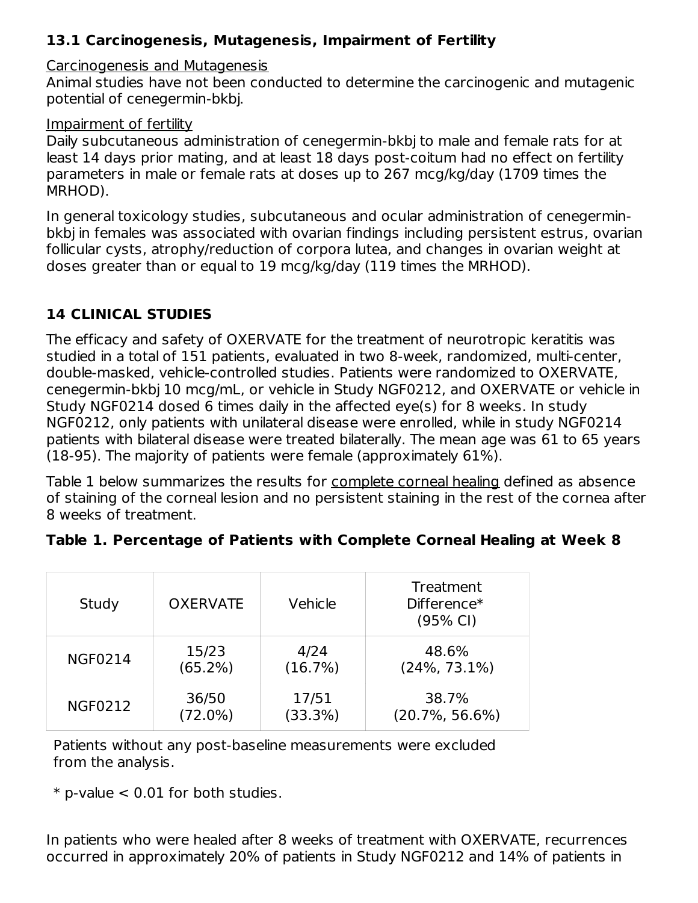### 13.1 Carcinogenesis, Mutagenesis, Impairment of Fertility

Carcinogenesis and Mutagenesis

Animal studies have not been conducted to determine the carcinogenic and mutagenic potential of cenegermin-bkbj.

Impairment of fertility

Daily subcutaneous administration of cenegermin-bkbj to male and female rats for at least 14 days prior mating, and at least 18 days post-coitum had no effect on fertility parameters in male or female rats at doses up to 267 mcg/kg/day (1709 times the MRHOD).

In general toxicology studies, subcutaneous and ocular administration of cenegermin-bkbj in females was associated with ovarian findings including persistent estrus, ovarian follicular cysts, atrophy/reduction of corpora lutea, and changes in ovarian weight at doses greater than or equal to 19 mcg/kg/day (119 times the MRHOD).

## 14 CLINICAL STUDIES

The efficacy and safety of OXERVATE for the treatment of neurotropic keratitis was studied in a total of 151 patients, evaluated in two 8-week, randomized, multi-center, double-masked, vehicle-controlled studies. Patients were randomized to OXERVATE, cenegermin-bkbj 10 mcg/mL, or vehicle in Study NGF0212, and OXERVATE or vehicle in Study NGF0214 dosed 6 times daily in the affected eye(s) for 8 weeks. In study NGF0212, only patients with unilateral disease were enrolled, while in study NGF0214 patients with bilateral disease were treated bilaterally. The mean age was 61 to 65 years (18-95). The majority of patients were female (approximately 61%).

Table 1 below summarizes the results for complete corneal healing defined as absence of staining of the corneal lesion and no persistent staining in the rest of the cornea after 8 weeks of treatment.

**Table 1. Percentage of Patients with Complete Corneal Healing at Week 8**

| Study | OXERVATE | Vehicle | Treatment Difference* (95% CI) |
|---|---|---|---|
| NGF0214 | 15/23 (65.2%) | 4/24 (16.7%) | 48.6% (24%, 73.1%) |
| NGF0212 | 36/50 (72.0%) | 17/51 (33.3%) | 38.7% (20.7%, 56.6%) |

Patients without any post-baseline measurements were excluded from the analysis.

* p-value < 0.01 for both studies.

In patients who were healed after 8 weeks of treatment with OXERVATE, recurrences occurred in approximately 20% of patients in Study NGF0212 and 14% of patients in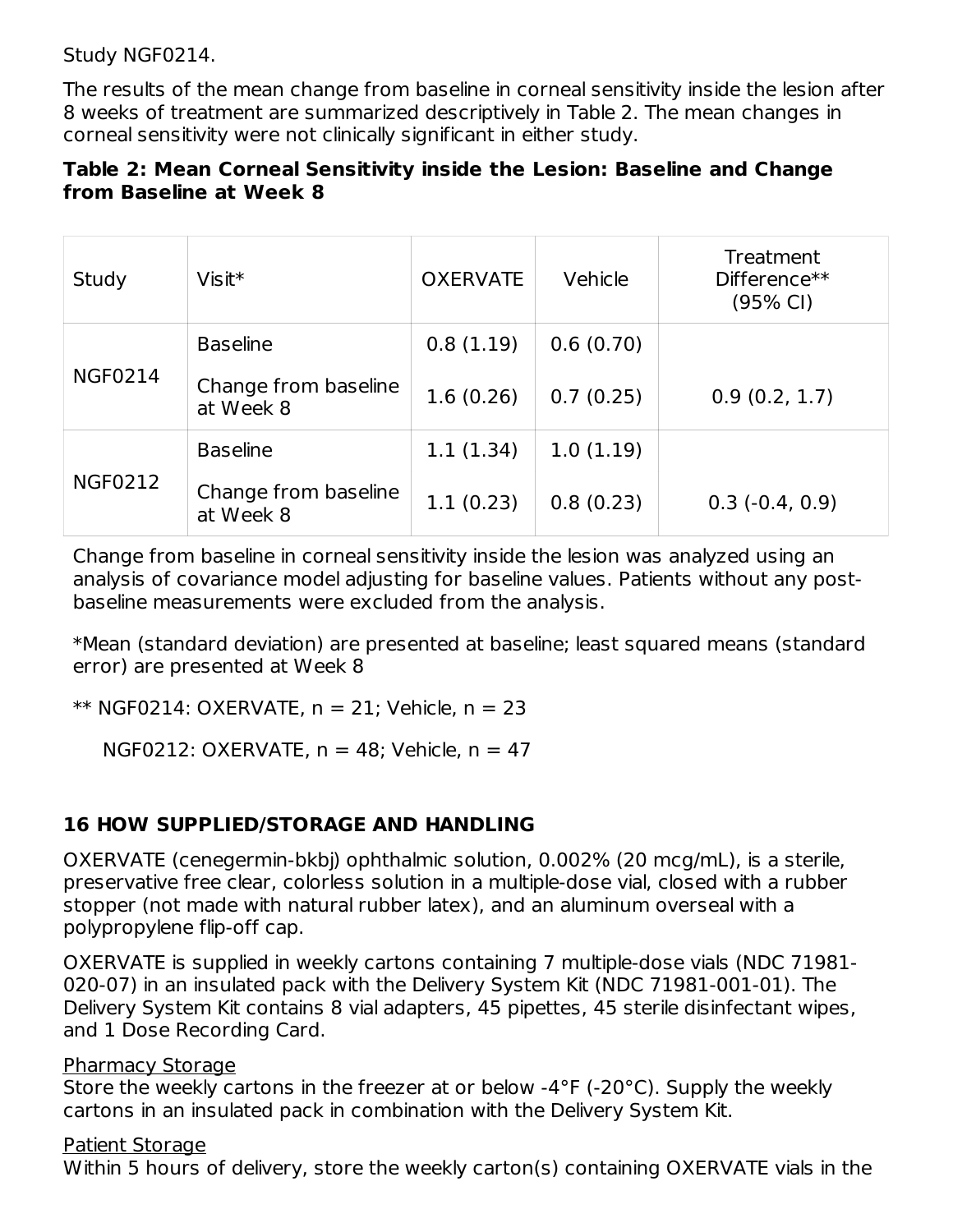Study NGF0214.

The results of the mean change from baseline in corneal sensitivity inside the lesion after 8 weeks of treatment are summarized descriptively in Table 2. The mean changes in corneal sensitivity were not clinically significant in either study.

**Table 2: Mean Corneal Sensitivity inside the Lesion: Baseline and Change from Baseline at Week 8**

| Study | Visit* | OXERVATE | Vehicle | Treatment Difference** (95% CI) |
|---|---|---|---|---|
| NGF0214 | Baseline | 0.8 (1.19) | 0.6 (0.70) | |
| | Change from baseline at Week 8 | 1.6 (0.26) | 0.7 (0.25) | 0.9 (0.2, 1.7) |
| NGF0212 | Baseline | 1.1 (1.34) | 1.0 (1.19) | |
| | Change from baseline at Week 8 | 1.1 (0.23) | 0.8 (0.23) | 0.3 (-0.4, 0.9) |

Change from baseline in corneal sensitivity inside the lesion was analyzed using an analysis of covariance model adjusting for baseline values. Patients without any post-baseline measurements were excluded from the analysis.

*Mean (standard deviation) are presented at baseline; least squared means (standard error) are presented at Week 8

** NGF0214: OXERVATE, n = 21; Vehicle, n = 23

NGF0212: OXERVATE, n = 48; Vehicle, n = 47

## 16 HOW SUPPLIED/STORAGE AND HANDLING

OXERVATE (cenegermin-bkbj) ophthalmic solution, 0.002% (20 mcg/mL), is a sterile, preservative free clear, colorless solution in a multiple-dose vial, closed with a rubber stopper (not made with natural rubber latex), and an aluminum overseal with a polypropylene flip-off cap.

OXERVATE is supplied in weekly cartons containing 7 multiple-dose vials (NDC 71981-020-07) in an insulated pack with the Delivery System Kit (NDC 71981-001-01). The Delivery System Kit contains 8 vial adapters, 45 pipettes, 45 sterile disinfectant wipes, and 1 Dose Recording Card.

Pharmacy Storage
Store the weekly cartons in the freezer at or below -4°F (-20°C). Supply the weekly cartons in an insulated pack in combination with the Delivery System Kit.

Patient Storage
Within 5 hours of delivery, store the weekly carton(s) containing OXERVATE vials in the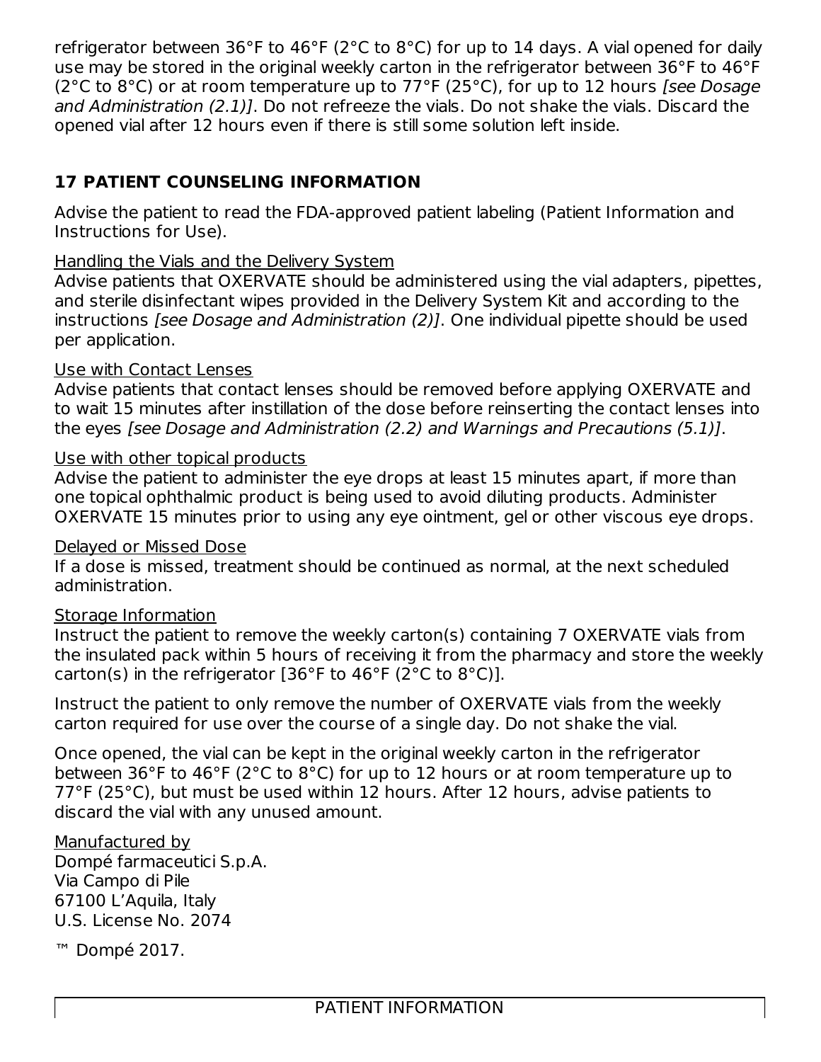refrigerator between 36°F to 46°F (2°C to 8°C) for up to 14 days. A vial opened for daily use may be stored in the original weekly carton in the refrigerator between 36°F to 46°F (2°C to 8°C) or at room temperature up to 77°F (25°C), for up to 12 hours *[see Dosage and Administration (2.1)]*. Do not refreeze the vials. Do not shake the vials. Discard the opened vial after 12 hours even if there is still some solution left inside.

## 17 PATIENT COUNSELING INFORMATION

Advise the patient to read the FDA-approved patient labeling (Patient Information and Instructions for Use).

Handling the Vials and the Delivery System
Advise patients that OXERVATE should be administered using the vial adapters, pipettes, and sterile disinfectant wipes provided in the Delivery System Kit and according to the instructions *[see Dosage and Administration (2)]*. One individual pipette should be used per application.

Use with Contact Lenses
Advise patients that contact lenses should be removed before applying OXERVATE and to wait 15 minutes after instillation of the dose before reinserting the contact lenses into the eyes *[see Dosage and Administration (2.2) and Warnings and Precautions (5.1)]*.

Use with other topical products
Advise the patient to administer the eye drops at least 15 minutes apart, if more than one topical ophthalmic product is being used to avoid diluting products. Administer OXERVATE 15 minutes prior to using any eye ointment, gel or other viscous eye drops.

Delayed or Missed Dose
If a dose is missed, treatment should be continued as normal, at the next scheduled administration.

Storage Information
Instruct the patient to remove the weekly carton(s) containing 7 OXERVATE vials from the insulated pack within 5 hours of receiving it from the pharmacy and store the weekly carton(s) in the refrigerator [36°F to 46°F (2°C to 8°C)].

Instruct the patient to only remove the number of OXERVATE vials from the weekly carton required for use over the course of a single day. Do not shake the vial.

Once opened, the vial can be kept in the original weekly carton in the refrigerator between 36°F to 46°F (2°C to 8°C) for up to 12 hours or at room temperature up to 77°F (25°C), but must be used within 12 hours. After 12 hours, advise patients to discard the vial with any unused amount.

Manufactured by
Dompé farmaceutici S.p.A.
Via Campo di Pile
67100 L'Aquila, Italy
U.S. License No. 2074

™ Dompé 2017.

PATIENT INFORMATION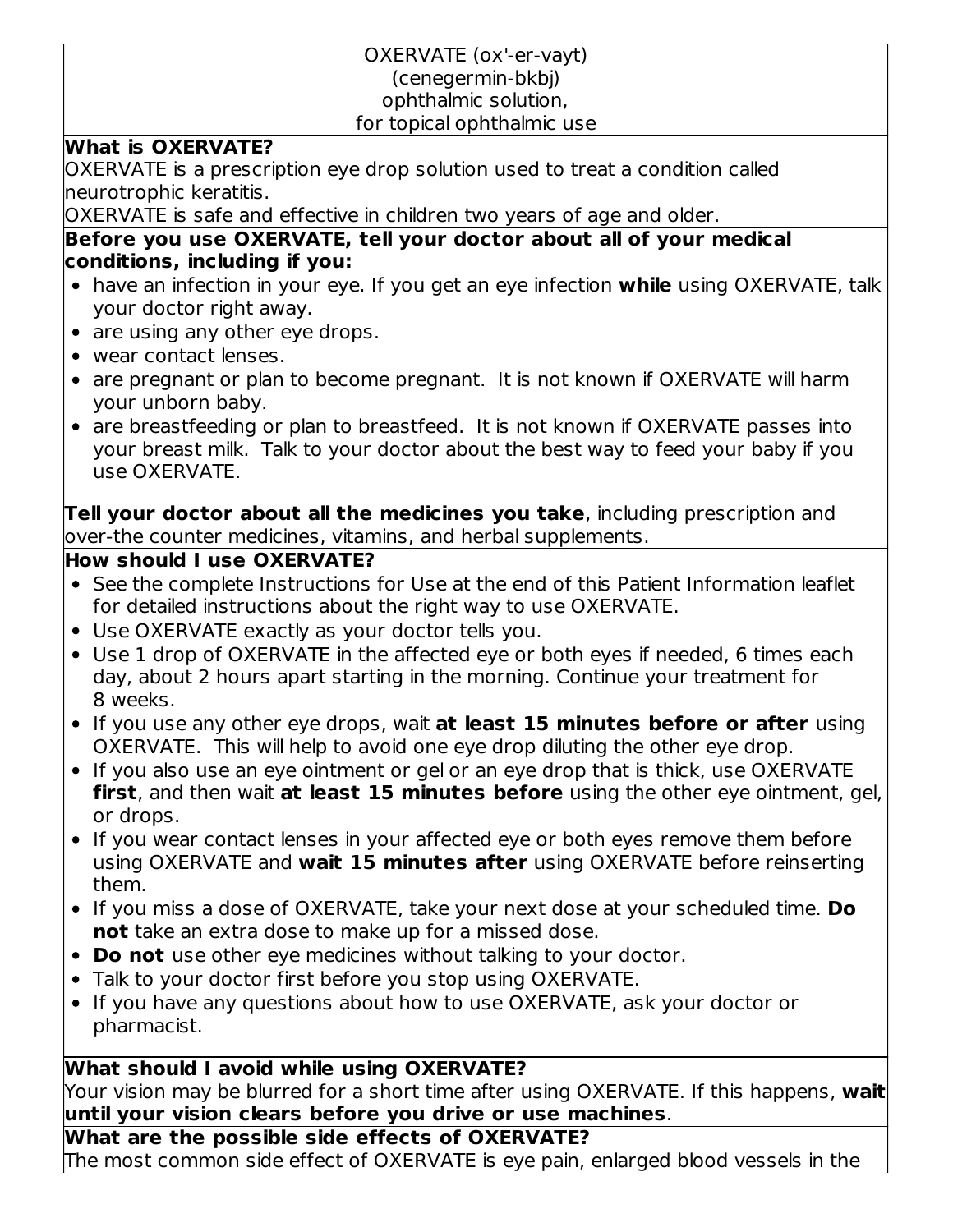OXERVATE (ox'-er-vayt)
(cenegermin-bkbj)
ophthalmic solution,
for topical ophthalmic use

**What is OXERVATE?**

OXERVATE is a prescription eye drop solution used to treat a condition called neurotrophic keratitis.

OXERVATE is safe and effective in children two years of age and older.

**Before you use OXERVATE, tell your doctor about all of your medical conditions, including if you:**

- have an infection in your eye. If you get an eye infection **while** using OXERVATE, talk your doctor right away.
- are using any other eye drops.
- wear contact lenses.
- are pregnant or plan to become pregnant. It is not known if OXERVATE will harm your unborn baby.
- are breastfeeding or plan to breastfeed. It is not known if OXERVATE passes into your breast milk. Talk to your doctor about the best way to feed your baby if you use OXERVATE.

**Tell your doctor about all the medicines you take**, including prescription and over-the counter medicines, vitamins, and herbal supplements.

**How should I use OXERVATE?**

- See the complete Instructions for Use at the end of this Patient Information leaflet for detailed instructions about the right way to use OXERVATE.
- Use OXERVATE exactly as your doctor tells you.
- Use 1 drop of OXERVATE in the affected eye or both eyes if needed, 6 times each day, about 2 hours apart starting in the morning. Continue your treatment for 8 weeks.
- If you use any other eye drops, wait **at least 15 minutes before or after** using OXERVATE. This will help to avoid one eye drop diluting the other eye drop.
- If you also use an eye ointment or gel or an eye drop that is thick, use OXERVATE **first**, and then wait **at least 15 minutes before** using the other eye ointment, gel, or drops.
- If you wear contact lenses in your affected eye or both eyes remove them before using OXERVATE and **wait 15 minutes after** using OXERVATE before reinserting them.
- If you miss a dose of OXERVATE, take your next dose at your scheduled time. **Do not** take an extra dose to make up for a missed dose.
- **Do not** use other eye medicines without talking to your doctor.
- Talk to your doctor first before you stop using OXERVATE.
- If you have any questions about how to use OXERVATE, ask your doctor or pharmacist.

**What should I avoid while using OXERVATE?**

Your vision may be blurred for a short time after using OXERVATE. If this happens, **wait until your vision clears before you drive or use machines**.

**What are the possible side effects of OXERVATE?**

The most common side effect of OXERVATE is eye pain, enlarged blood vessels in the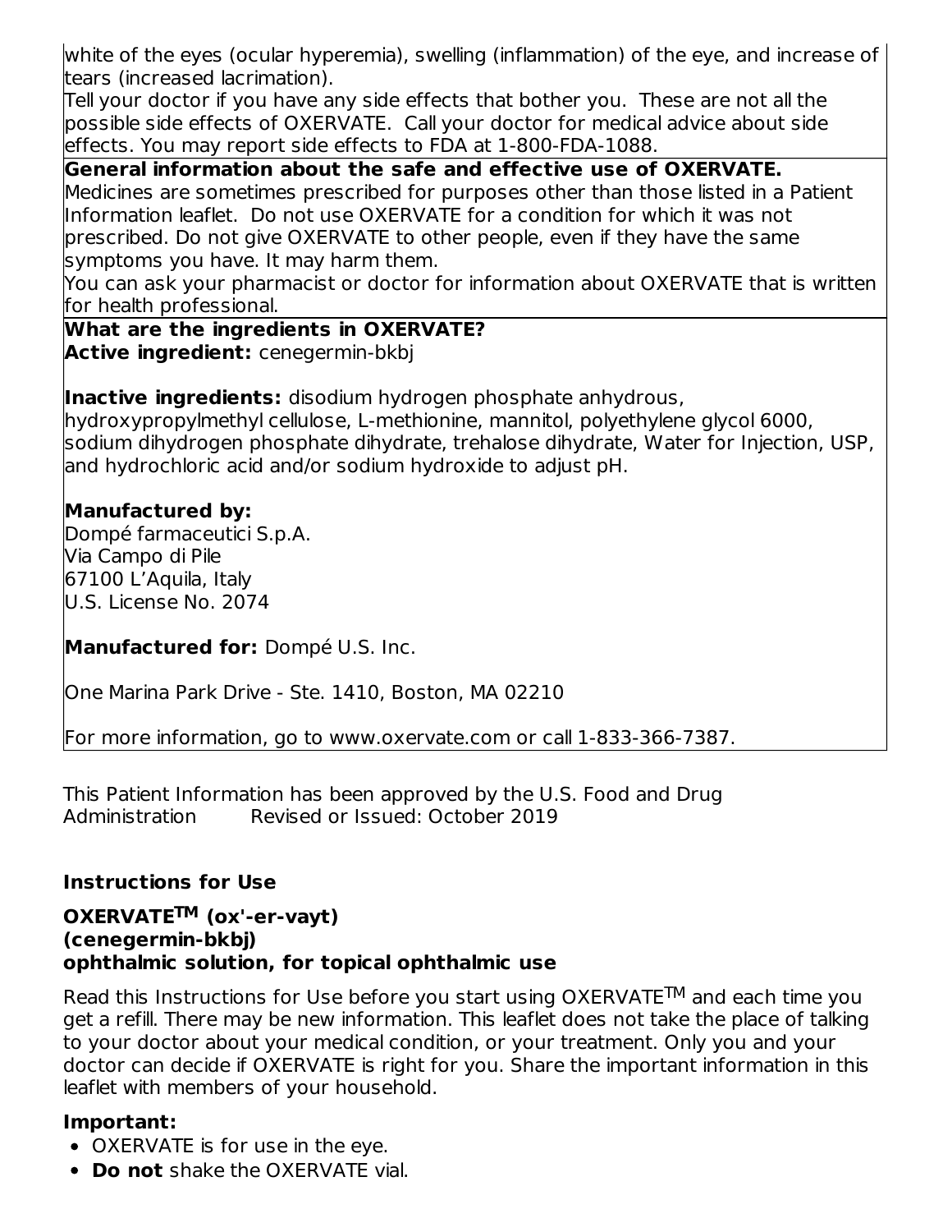white of the eyes (ocular hyperemia), swelling (inflammation) of the eye, and increase of tears (increased lacrimation).

Tell your doctor if you have any side effects that bother you. These are not all the possible side effects of OXERVATE. Call your doctor for medical advice about side effects. You may report side effects to FDA at 1-800-FDA-1088.

**General information about the safe and effective use of OXERVATE.**

Medicines are sometimes prescribed for purposes other than those listed in a Patient Information leaflet. Do not use OXERVATE for a condition for which it was not prescribed. Do not give OXERVATE to other people, even if they have the same symptoms you have. It may harm them.

You can ask your pharmacist or doctor for information about OXERVATE that is written for health professional.

**What are the ingredients in OXERVATE?**

**Active ingredient:** cenegermin-bkbj

**Inactive ingredients:** disodium hydrogen phosphate anhydrous, hydroxypropylmethyl cellulose, L-methionine, mannitol, polyethylene glycol 6000, sodium dihydrogen phosphate dihydrate, trehalose dihydrate, Water for Injection, USP, and hydrochloric acid and/or sodium hydroxide to adjust pH.

**Manufactured by:**
Dompé farmaceutici S.p.A.
Via Campo di Pile
67100 L'Aquila, Italy
U.S. License No. 2074

**Manufactured for:** Dompé U.S. Inc.

One Marina Park Drive - Ste. 1410, Boston, MA 02210

For more information, go to www.oxervate.com or call 1-833-366-7387.

This Patient Information has been approved by the U.S. Food and Drug Administration Revised or Issued: October 2019

## Instructions for Use

**OXERVATE™ (ox'-er-vayt)**
**(cenegermin-bkbj)**
**ophthalmic solution, for topical ophthalmic use**

Read this Instructions for Use before you start using OXERVATE™ and each time you get a refill. There may be new information. This leaflet does not take the place of talking to your doctor about your medical condition, or your treatment. Only you and your doctor can decide if OXERVATE is right for you. Share the important information in this leaflet with members of your household.

**Important:**

- OXERVATE is for use in the eye.
- **Do not** shake the OXERVATE vial.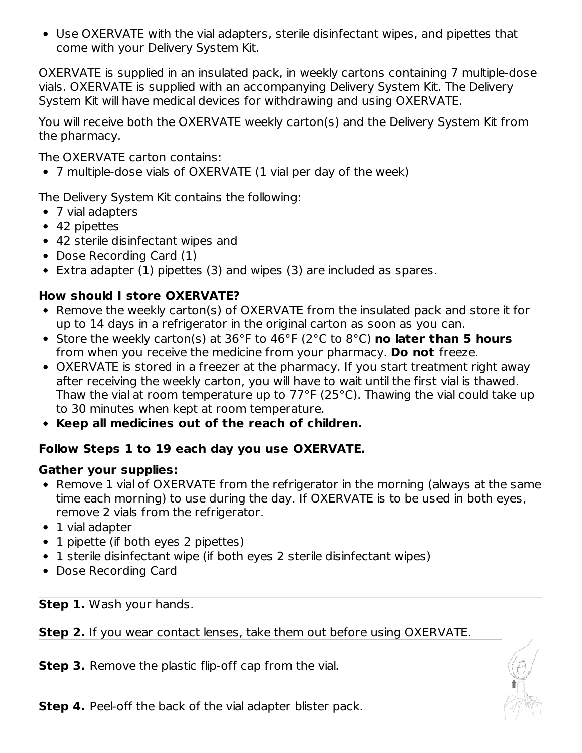- Use OXERVATE with the vial adapters, sterile disinfectant wipes, and pipettes that come with your Delivery System Kit.

OXERVATE is supplied in an insulated pack, in weekly cartons containing 7 multiple-dose vials. OXERVATE is supplied with an accompanying Delivery System Kit. The Delivery System Kit will have medical devices for withdrawing and using OXERVATE.

You will receive both the OXERVATE weekly carton(s) and the Delivery System Kit from the pharmacy.

The OXERVATE carton contains:

- 7 multiple-dose vials of OXERVATE (1 vial per day of the week)

The Delivery System Kit contains the following:

- 7 vial adapters
- 42 pipettes
- 42 sterile disinfectant wipes and
- Dose Recording Card (1)
- Extra adapter (1) pipettes (3) and wipes (3) are included as spares.

**How should I store OXERVATE?**

- Remove the weekly carton(s) of OXERVATE from the insulated pack and store it for up to 14 days in a refrigerator in the original carton as soon as you can.
- Store the weekly carton(s) at 36°F to 46°F (2°C to 8°C) **no later than 5 hours** from when you receive the medicine from your pharmacy. **Do not** freeze.
- OXERVATE is stored in a freezer at the pharmacy. If you start treatment right away after receiving the weekly carton, you will have to wait until the first vial is thawed. Thaw the vial at room temperature up to 77°F (25°C). Thawing the vial could take up to 30 minutes when kept at room temperature.
- **Keep all medicines out of the reach of children.**

**Follow Steps 1 to 19 each day you use OXERVATE.**

**Gather your supplies:**

- Remove 1 vial of OXERVATE from the refrigerator in the morning (always at the same time each morning) to use during the day. If OXERVATE is to be used in both eyes, remove 2 vials from the refrigerator.
- 1 vial adapter
- 1 pipette (if both eyes 2 pipettes)
- 1 sterile disinfectant wipe (if both eyes 2 sterile disinfectant wipes)
- Dose Recording Card

**Step 1.** Wash your hands.

**Step 2.** If you wear contact lenses, take them out before using OXERVATE.

**Step 3.** Remove the plastic flip-off cap from the vial.

**Step 4.** Peel-off the back of the vial adapter blister pack.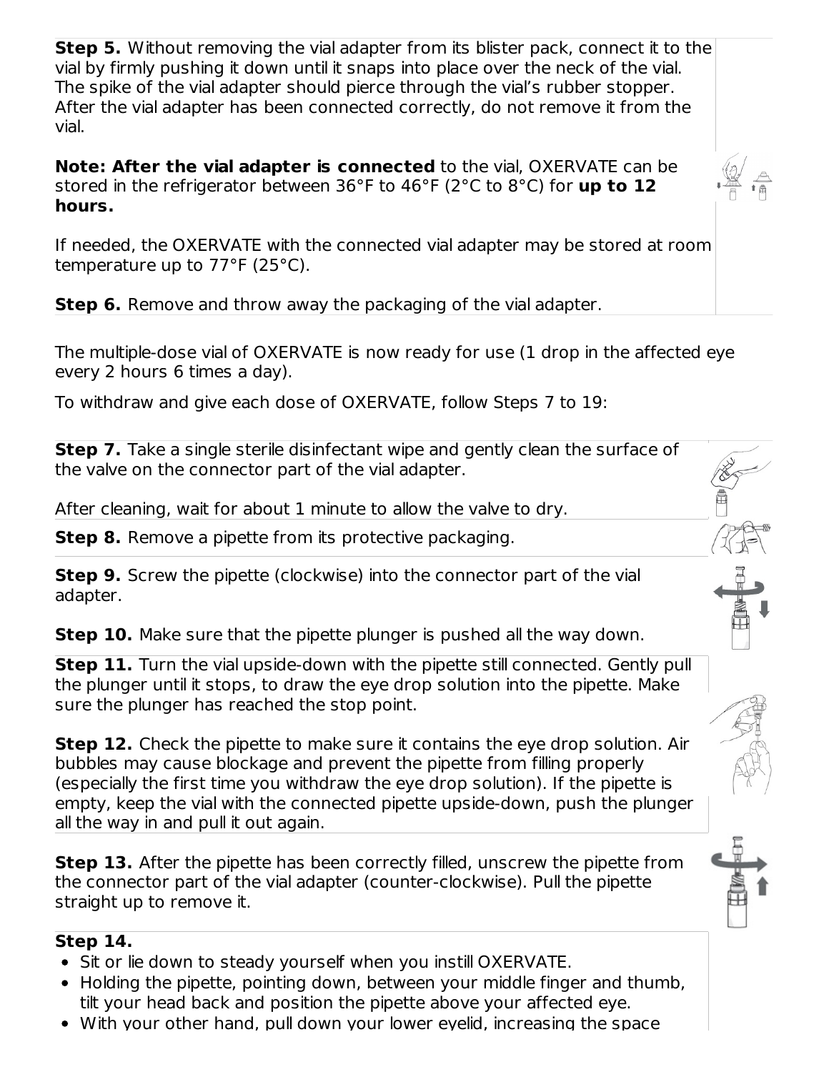**Step 5.** Without removing the vial adapter from its blister pack, connect it to the vial by firmly pushing it down until it snaps into place over the neck of the vial. The spike of the vial adapter should pierce through the vial's rubber stopper. After the vial adapter has been connected correctly, do not remove it from the vial.

**Note: After the vial adapter is connected** to the vial, OXERVATE can be stored in the refrigerator between 36°F to 46°F (2°C to 8°C) for **up to 12 hours.**

If needed, the OXERVATE with the connected vial adapter may be stored at room temperature up to 77°F (25°C).

**Step 6.** Remove and throw away the packaging of the vial adapter.

The multiple-dose vial of OXERVATE is now ready for use (1 drop in the affected eye every 2 hours 6 times a day).

To withdraw and give each dose of OXERVATE, follow Steps 7 to 19:

**Step 7.** Take a single sterile disinfectant wipe and gently clean the surface of the valve on the connector part of the vial adapter.

After cleaning, wait for about 1 minute to allow the valve to dry.

**Step 8.** Remove a pipette from its protective packaging.

**Step 9.** Screw the pipette (clockwise) into the connector part of the vial adapter.

**Step 10.** Make sure that the pipette plunger is pushed all the way down.

**Step 11.** Turn the vial upside-down with the pipette still connected. Gently pull the plunger until it stops, to draw the eye drop solution into the pipette. Make sure the plunger has reached the stop point.

**Step 12.** Check the pipette to make sure it contains the eye drop solution. Air bubbles may cause blockage and prevent the pipette from filling properly (especially the first time you withdraw the eye drop solution). If the pipette is empty, keep the vial with the connected pipette upside-down, push the plunger all the way in and pull it out again.

**Step 13.** After the pipette has been correctly filled, unscrew the pipette from the connector part of the vial adapter (counter-clockwise). Pull the pipette straight up to remove it.

**Step 14.**

- Sit or lie down to steady yourself when you instill OXERVATE.
- Holding the pipette, pointing down, between your middle finger and thumb, tilt your head back and position the pipette above your affected eye.
- With your other hand, pull down your lower eyelid, increasing the space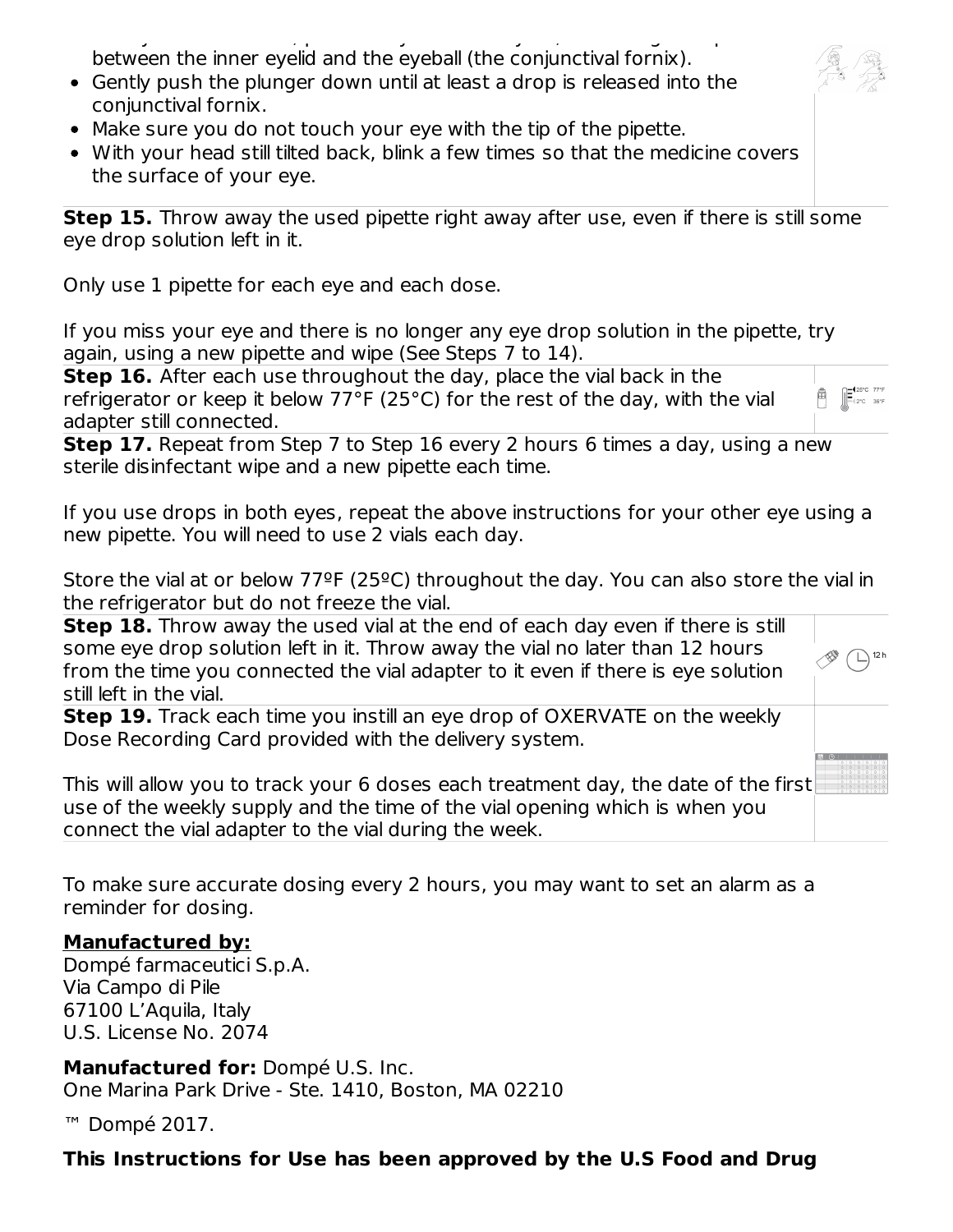between the inner eyelid and the eyeball (the conjunctival fornix).

- Gently push the plunger down until at least a drop is released into the conjunctival fornix.
- Make sure you do not touch your eye with the tip of the pipette.
- With your head still tilted back, blink a few times so that the medicine covers the surface of your eye.

**Step 15.** Throw away the used pipette right away after use, even if there is still some eye drop solution left in it.

Only use 1 pipette for each eye and each dose.

If you miss your eye and there is no longer any eye drop solution in the pipette, try again, using a new pipette and wipe (See Steps 7 to 14).

**Step 16.** After each use throughout the day, place the vial back in the refrigerator or keep it below 77°F (25°C) for the rest of the day, with the vial adapter still connected.

**Step 17.** Repeat from Step 7 to Step 16 every 2 hours 6 times a day, using a new sterile disinfectant wipe and a new pipette each time.

If you use drops in both eyes, repeat the above instructions for your other eye using a new pipette. You will need to use 2 vials each day.

Store the vial at or below 77ºF (25ºC) throughout the day. You can also store the vial in the refrigerator but do not freeze the vial.

**Step 18.** Throw away the used vial at the end of each day even if there is still some eye drop solution left in it. Throw away the vial no later than 12 hours from the time you connected the vial adapter to it even if there is eye solution still left in the vial.

**Step 19.** Track each time you instill an eye drop of OXERVATE on the weekly Dose Recording Card provided with the delivery system.

This will allow you to track your 6 doses each treatment day, the date of the first use of the weekly supply and the time of the vial opening which is when you connect the vial adapter to the vial during the week.

To make sure accurate dosing every 2 hours, you may want to set an alarm as a reminder for dosing.

**Manufactured by:**
Dompé farmaceutici S.p.A.
Via Campo di Pile
67100 L'Aquila, Italy
U.S. License No. 2074

**Manufactured for:** Dompé U.S. Inc.
One Marina Park Drive - Ste. 1410, Boston, MA 02210

™ Dompé 2017.

**This Instructions for Use has been approved by the U.S Food and Drug**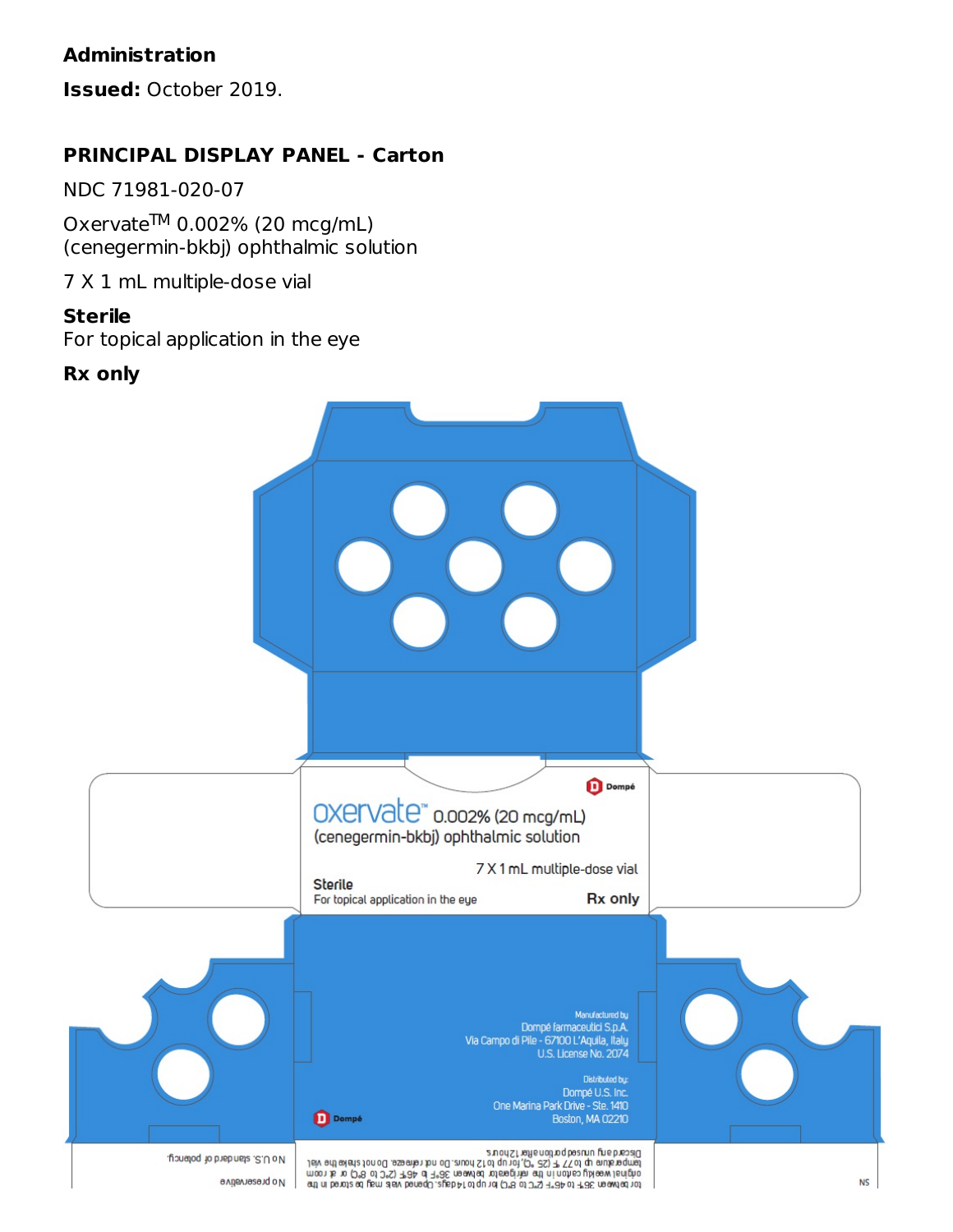**Administration**

**Issued:** October 2019.

## PRINCIPAL DISPLAY PANEL - Carton

NDC 71981-020-07

Oxervate™ 0.002% (20 mcg/mL) (cenegermin-bkbj) ophthalmic solution

7 X 1 mL multiple-dose vial

**Sterile**
For topical application in the eye

**Rx only**

Dompé

oxervate™ 0.002% (20 mcg/mL)
(cenegermin-bkbj) ophthalmic solution

7 X 1 mL multiple-dose vial

Sterile
For topical application in the eye

Rx only

Manufactured by
Dompé farmaceutici S.p.A.
Via Campo di Pile - 67100 L'Aquila, Italy
U.S. License No. 2074

Distributed by:
Dompé U.S. Inc.
One Marina Park Drive - Ste. 1410
Boston, MA 02210

Dompé

Discard any unused portion after 12 hours.
temperature up to 77°F (25°C), for up to 12 hours. Do not refreeze. Do not shake the vial.
original weekly carton in the refrigerator between 36°F to 46°F (2°C to 8°C) or at room
for between 36°F to 46°F (2°C to 8°C) for up to 14 days. Opened vials may be stored in the

No U.S. standard of potency.

No preservative

NS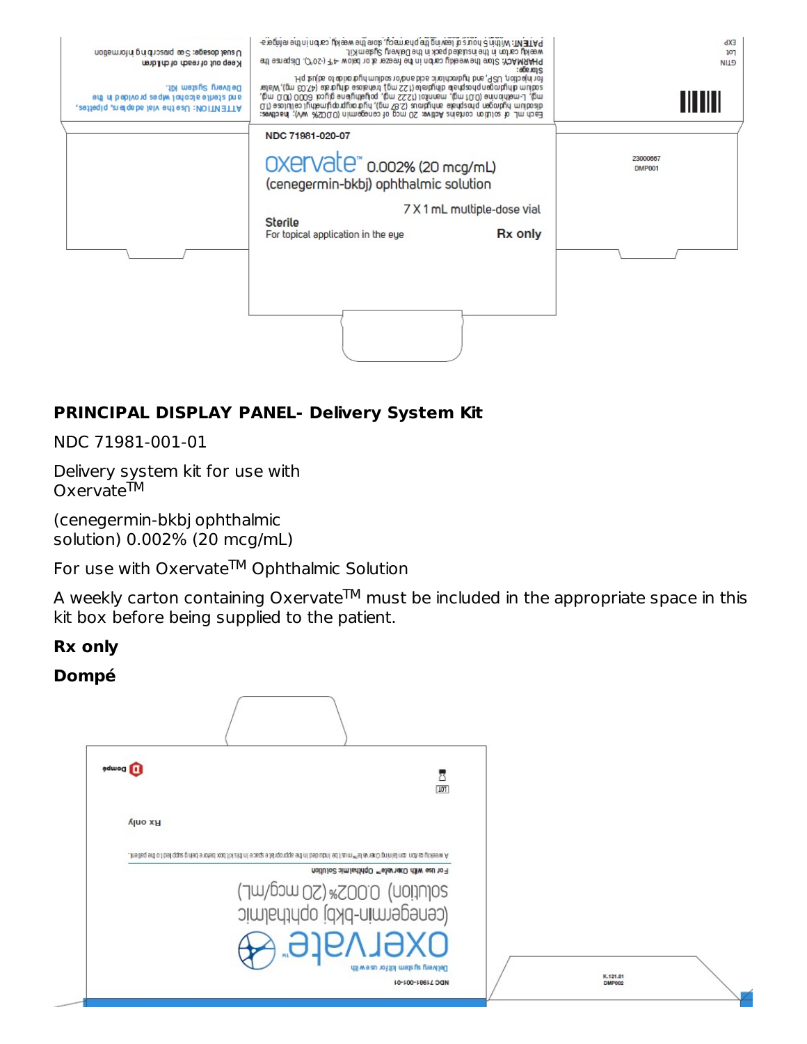NDC 71981-020-07

oxervate™ 0.002% (20 mcg/mL)
(cenegermin-bkbj) ophthalmic solution

7 X 1 mL multiple-dose vial

Sterile
For topical application in the eye

Rx only

Each mL of solution contains **Active:** 20 mcg of cenegermin (0.002% w/v); **Inactives:** disodium hydrogen phosphate anhydrous (2.87 mg), hydroxypropylmethyl cellulose (1.0 mg), L-methionine (0.01 mg), mannitol (12.22 mg), polyethylene glycol 6000 (10.0 mg), sodium dihydrogen phosphate dihydrate (1.22 mg), trehalose dihydrate (47.03 mg), Water for injection, USP, and hydrochloric acid and/or sodium hydroxide to adjust pH.

**Storage:**
**PHARMACY:** Store the weekly carton in the freezer at or below -4°F (-20°C). Dispense the weekly carton in the insulated pack in the Delivery System Kit.
**PATIENT:** Within 5 hours of leaving the pharmacy, store the weekly carton in the refrigerator...

Usual dosage: See prescribing information
Keep out of reach of children

ATTENTION: Use the vial adapters, pipettes, and sterile alcohol wipes provided in the Delivery System Kit.

GTIN
Lot
EXP

23000667
DMP001

**PRINCIPAL DISPLAY PANEL- Delivery System Kit**

NDC 71981-001-01

Delivery system kit for use with Oxervate™

(cenegermin-bkbj ophthalmic solution) 0.002% (20 mcg/mL)

For use with Oxervate™ Ophthalmic Solution

A weekly carton containing Oxervate™ must be included in the appropriate space in this kit box before being supplied to the patient.

**Rx only**

**Dompé**

NDC 71981-001-01

Delivery system kit for use with

oxervate™

(cenegermin-bkbj) ophthalmic solution) 0.002% (20 mcg/mL)

For use with Oxervate™ Ophthalmic Solution

A weekly carton containing Oxervate™ must be included in the appropriate space in this kit box before being supplied to the patient.

Rx only

Dompé

LOT

K.121.01
DMP002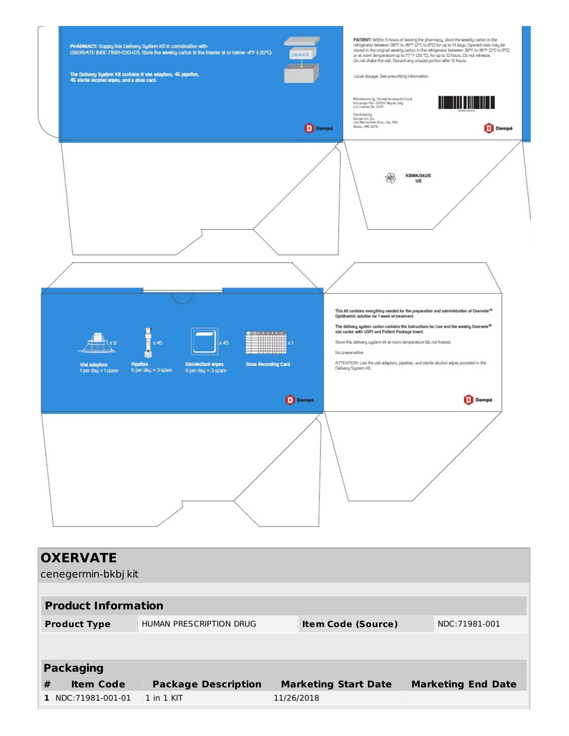PHARMACY: Supply this Delivery System Kit in combination with OXERVATE (NDC 71981-020-07). Store the weekly carton in the freezer at or below -4°F (-20°C).

The Delivery System Kit contains 8 vial adapters, 45 pipettes, 45 sterile alcohol wipes, and a dose card.

OXERVATE

Dompé

PATIENT: Within 5 hours of leaving the pharmacy, store the weekly carton in the refrigerator between 36°F to 46°F (2°C to 8°C) for up to 14 days. Opened vials may be stored in the original weekly carton in the refrigerator between 36°F to 46°F (2°C to 8°C) or at room temperature up to 77 °F (25 °C), for up to 12 hours. Do not refreeze. Do not shake the vial. Discard any unused portion after 12 hours.

Usual dosage: See prescribing information

Manufactured by: Dompé farmaceutici S.p.A. Via Campo Pile - 67100 L'Aquila, Italy U.S. License No. 2074

Distributed by Dompé U.S. Inc. One Marina Park Drive - Ste. 1410 Boston, MA 02210

Dompé

KBMK/342/E US

Vial adapters x 8
1 per day + 1 spare

Pipettes x 45
6 per day + 3 spare

Disinfectant wipes x 45
6 per day + 3 spare

Dose Recording Card x 1

Dompé

This kit contains everything needed for the preparation and administration of Oxervate™ Ophthalmic solution for 1 week of treatment.

The delivery system carton contains the Instructions for Use and the weekly Oxervate™ vial carton with USPI and Patient Package Insert.

Store this delivery system kit at room temperature (do not freeze).

No preservative

ATTENTION: Use the vial adapters, pipettes, and sterile alcohol wipes provided in the Delivery System Kit.

Dompé

## OXERVATE

cenegermin-bkbj kit

### Product Information

| Product Type | HUMAN PRESCRIPTION DRUG | Item Code (Source) | NDC:71981-001 |
|---|---|---|---|

### Packaging

| # | Item Code | Package Description | Marketing Start Date | Marketing End Date |
|---|---|---|---|---|
| 1 | NDC:71981-001-01 | 1 in 1 KIT | 11/26/2018 | |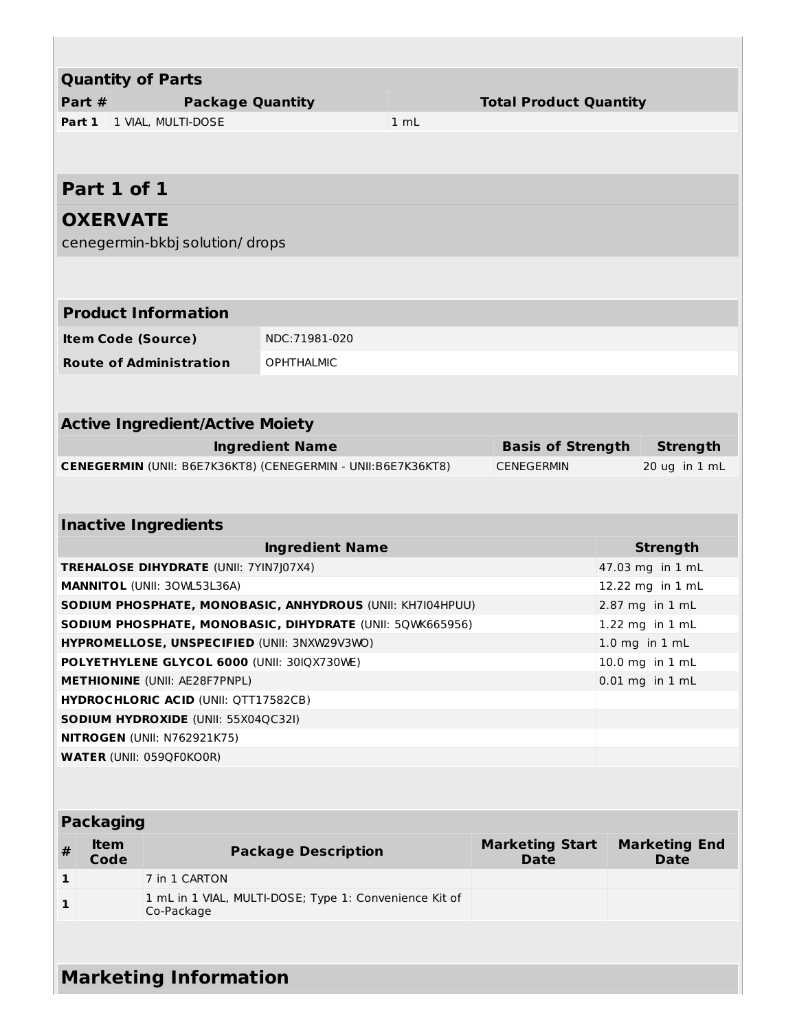| Quantity of Parts | | |
| --- | --- | --- |
| **Part #** | **Package Quantity** | **Total Product Quantity** |
| **Part 1** | 1 VIAL, MULTI-DOSE | 1 mL |

## Part 1 of 1

## OXERVATE

cenegermin-bkbj solution/ drops

| Product Information | |
| --- | --- |
| **Item Code (Source)** | NDC:71981-020 |
| **Route of Administration** | OPHTHALMIC |

| Active Ingredient/Active Moiety | | |
| --- | --- | --- |
| **Ingredient Name** | **Basis of Strength** | **Strength** |
| **CENEGERMIN** (UNII: B6E7K36KT8) (CENEGERMIN - UNII:B6E7K36KT8) | CENEGERMIN | 20 ug in 1 mL |

| Inactive Ingredients | |
| --- | --- |
| **Ingredient Name** | **Strength** |
| **TREHALOSE DIHYDRATE** (UNII: 7YIN7J07X4) | 47.03 mg in 1 mL |
| **MANNITOL** (UNII: 3OWL53L36A) | 12.22 mg in 1 mL |
| **SODIUM PHOSPHATE, MONOBASIC, ANHYDROUS** (UNII: KH7I04HPUU) | 2.87 mg in 1 mL |
| **SODIUM PHOSPHATE, MONOBASIC, DIHYDRATE** (UNII: 5QWK665956) | 1.22 mg in 1 mL |
| **HYPROMELLOSE, UNSPECIFIED** (UNII: 3NXW29V3WO) | 1.0 mg in 1 mL |
| **POLYETHYLENE GLYCOL 6000** (UNII: 30IQX730WE) | 10.0 mg in 1 mL |
| **METHIONINE** (UNII: AE28F7PNPL) | 0.01 mg in 1 mL |
| **HYDROCHLORIC ACID** (UNII: QTT17582CB) | |
| **SODIUM HYDROXIDE** (UNII: 55X04QC32I) | |
| **NITROGEN** (UNII: N762921K75) | |
| **WATER** (UNII: 059QF0KO0R) | |

| Packaging | | | | |
| --- | --- | --- | --- | --- |
| **#** | **Item Code** | **Package Description** | **Marketing Start Date** | **Marketing End Date** |
| **1** | | 7 in 1 CARTON | | |
| **1** | | 1 mL in 1 VIAL, MULTI-DOSE; Type 1: Convenience Kit of Co-Package | | |

## Marketing Information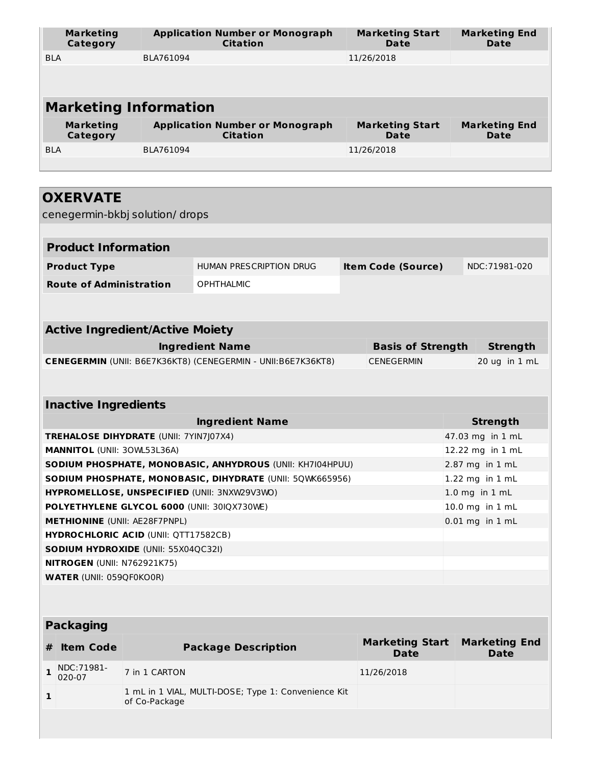| Marketing Category | Application Number or Monograph Citation | Marketing Start Date | Marketing End Date |
|---|---|---|---|
| BLA | BLA761094 | 11/26/2018 | |

## Marketing Information

| Marketing Category | Application Number or Monograph Citation | Marketing Start Date | Marketing End Date |
|---|---|---|---|
| BLA | BLA761094 | 11/26/2018 | |

# OXERVATE

cenegermin-bkbj solution/ drops

## Product Information

| | | | |
|---|---|---|---|
| **Product Type** | HUMAN PRESCRIPTION DRUG | **Item Code (Source)** | NDC:71981-020 |
| **Route of Administration** | OPHTHALMIC | | |

## Active Ingredient/Active Moiety

| Ingredient Name | Basis of Strength | Strength |
|---|---|---|
| **CENEGERMIN** (UNII: B6E7K36KT8) (CENEGERMIN - UNII:B6E7K36KT8) | CENEGERMIN | 20 ug in 1 mL |

## Inactive Ingredients

| Ingredient Name | Strength |
|---|---|
| **TREHALOSE DIHYDRATE** (UNII: 7YIN7J07X4) | 47.03 mg in 1 mL |
| **MANNITOL** (UNII: 3OWL53L36A) | 12.22 mg in 1 mL |
| **SODIUM PHOSPHATE, MONOBASIC, ANHYDROUS** (UNII: KH7I04HPUU) | 2.87 mg in 1 mL |
| **SODIUM PHOSPHATE, MONOBASIC, DIHYDRATE** (UNII: 5QWK665956) | 1.22 mg in 1 mL |
| **HYPROMELLOSE, UNSPECIFIED** (UNII: 3NXW29V3WO) | 1.0 mg in 1 mL |
| **POLYETHYLENE GLYCOL 6000** (UNII: 30IQX730WE) | 10.0 mg in 1 mL |
| **METHIONINE** (UNII: AE28F7PNPL) | 0.01 mg in 1 mL |
| **HYDROCHLORIC ACID** (UNII: QTT17582CB) | |
| **SODIUM HYDROXIDE** (UNII: 55X04QC32I) | |
| **NITROGEN** (UNII: N762921K75) | |
| **WATER** (UNII: 059QF0KO0R) | |

## Packaging

| # | Item Code | Package Description | Marketing Start Date | Marketing End Date |
|---|---|---|---|---|
| 1 | NDC:71981-020-07 | 7 in 1 CARTON | 11/26/2018 | |
| 1 | | 1 mL in 1 VIAL, MULTI-DOSE; Type 1: Convenience Kit of Co-Package | | |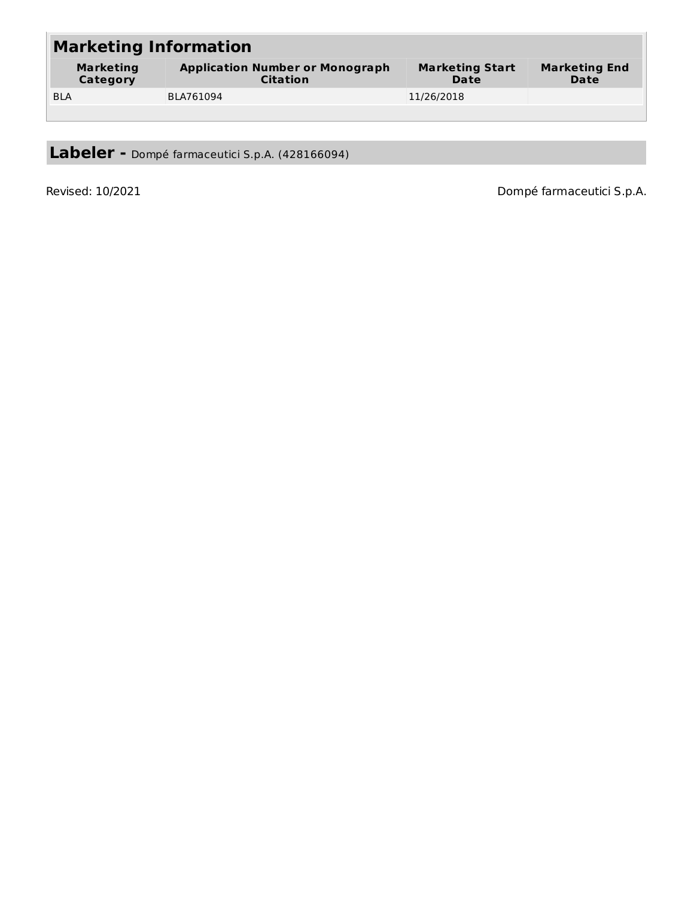| Marketing Information | | | |
| --- | --- | --- | --- |
| **Marketing Category** | **Application Number or Monograph Citation** | **Marketing Start Date** | **Marketing End Date** |
| BLA | BLA761094 | 11/26/2018 | |

## Labeler - Dompé farmaceutici S.p.A. (428166094)

Revised: 10/2021

Dompé farmaceutici S.p.A.